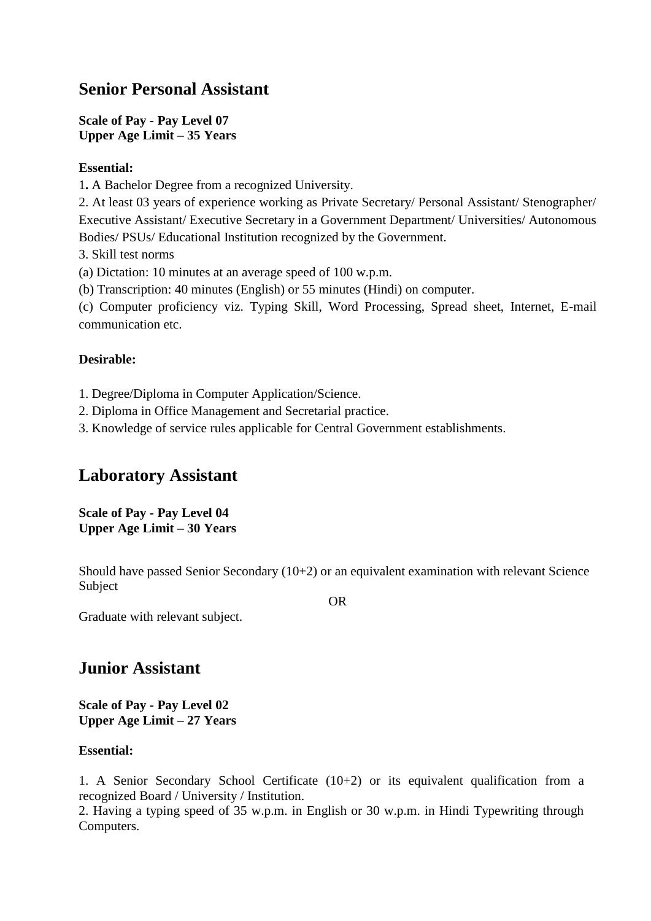## Senior Personal Assistant

**Scale of Pay - Pay Level 07**
**Upper Age Limit – 35 Years**

**Essential:**

1. A Bachelor Degree from a recognized University.
2. At least 03 years of experience working as Private Secretary/ Personal Assistant/ Stenographer/ Executive Assistant/ Executive Secretary in a Government Department/ Universities/ Autonomous Bodies/ PSUs/ Educational Institution recognized by the Government.
3. Skill test norms

(a) Dictation: 10 minutes at an average speed of 100 w.p.m.
(b) Transcription: 40 minutes (English) or 55 minutes (Hindi) on computer.
(c) Computer proficiency viz. Typing Skill, Word Processing, Spread sheet, Internet, E-mail communication etc.

**Desirable:**

1. Degree/Diploma in Computer Application/Science.
2. Diploma in Office Management and Secretarial practice.
3. Knowledge of service rules applicable for Central Government establishments.

## Laboratory Assistant

**Scale of Pay - Pay Level 04**
**Upper Age Limit – 30 Years**

Should have passed Senior Secondary (10+2) or an equivalent examination with relevant Science Subject

OR

Graduate with relevant subject.

## Junior Assistant

**Scale of Pay - Pay Level 02**
**Upper Age Limit – 27 Years**

**Essential:**

1. A Senior Secondary School Certificate (10+2) or its equivalent qualification from a recognized Board / University / Institution.
2. Having a typing speed of 35 w.p.m. in English or 30 w.p.m. in Hindi Typewriting through Computers.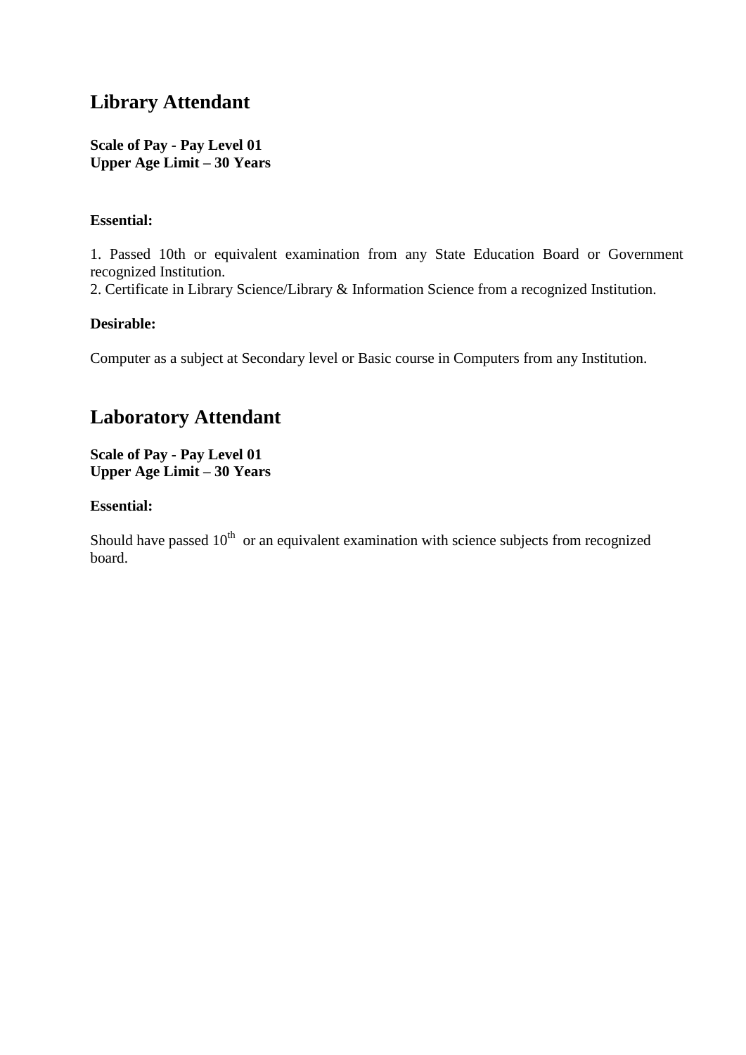## Library Attendant

**Scale of Pay - Pay Level 01**
**Upper Age Limit – 30 Years**

**Essential:**

1. Passed 10th or equivalent examination from any State Education Board or Government recognized Institution.
2. Certificate in Library Science/Library & Information Science from a recognized Institution.

**Desirable:**

Computer as a subject at Secondary level or Basic course in Computers from any Institution.

## Laboratory Attendant

**Scale of Pay - Pay Level 01**
**Upper Age Limit – 30 Years**

**Essential:**

Should have passed $10^{th}$ or an equivalent examination with science subjects from recognized board.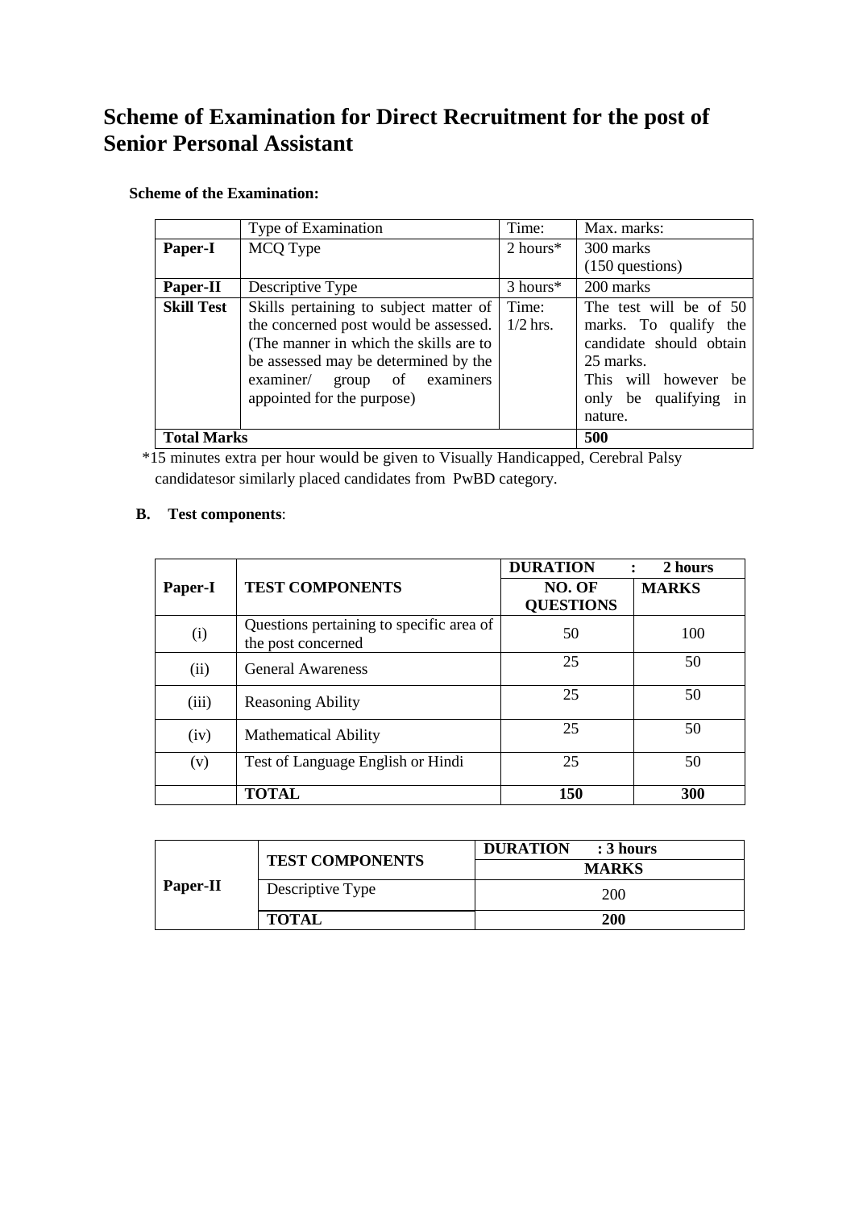# Scheme of Examination for Direct Recruitment for the post of Senior Personal Assistant

**Scheme of the Examination:**

| | Type of Examination | Time: | Max. marks: |
|---|---|---|---|
| **Paper-I** | MCQ Type | 2 hours* | 300 marks (150 questions) |
| **Paper-II** | Descriptive Type | 3 hours* | 200 marks |
| **Skill Test** | Skills pertaining to subject matter of the concerned post would be assessed. (The manner in which the skills are to be assessed may be determined by the examiner/ group of examiners appointed for the purpose) | Time: 1/2 hrs. | The test will be of 50 marks. To qualify the candidate should obtain 25 marks. This will however be only be qualifying in nature. |
| **Total Marks** | | | **500** |

*15 minutes extra per hour would be given to Visually Handicapped, Cerebral Palsy candidatesor similarly placed candidates from PwBD category.

**B. Test components**:

| Paper-I | TEST COMPONENTS | DURATION : 2 hours | |
|---|---|---|---|
| | | **NO. OF QUESTIONS** | **MARKS** |
| (i) | Questions pertaining to specific area of the post concerned | 50 | 100 |
| (ii) | General Awareness | 25 | 50 |
| (iii) | Reasoning Ability | 25 | 50 |
| (iv) | Mathematical Ability | 25 | 50 |
| (v) | Test of Language English or Hindi | 25 | 50 |
| | **TOTAL** | **150** | **300** |

| Paper-II | TEST COMPONENTS | DURATION : 3 hours |
|---|---|---|
| | | **MARKS** |
| | Descriptive Type | 200 |
| | **TOTAL** | **200** |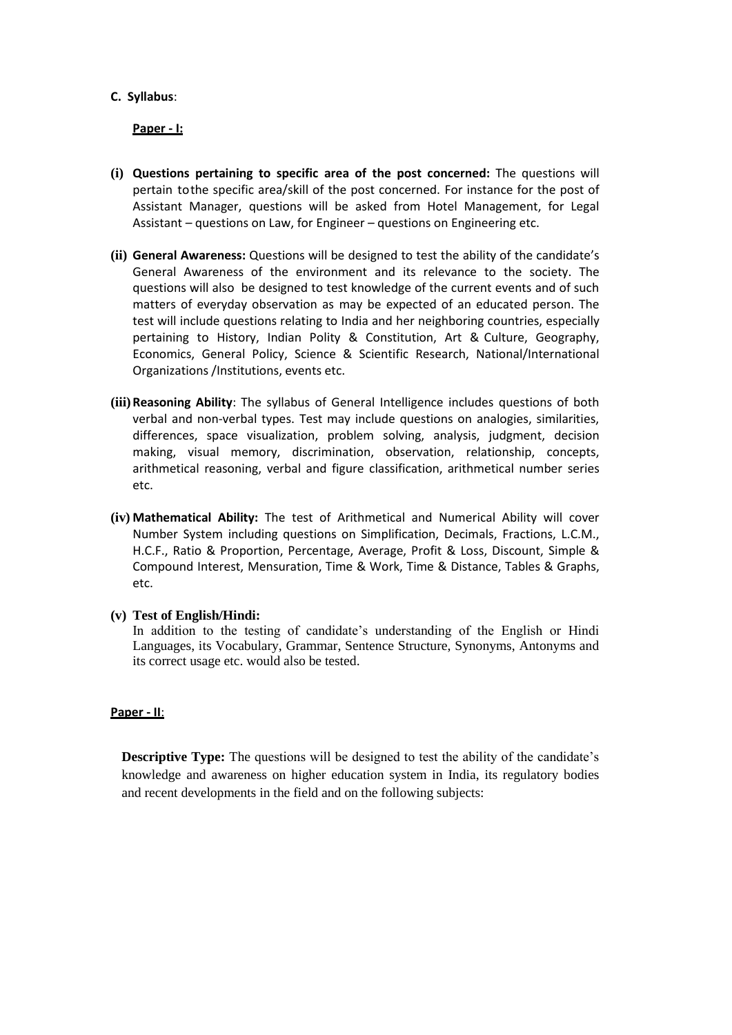**C. Syllabus**:

**Paper - I:**

**(i) Questions pertaining to specific area of the post concerned:** The questions will pertain tothe specific area/skill of the post concerned. For instance for the post of Assistant Manager, questions will be asked from Hotel Management, for Legal Assistant – questions on Law, for Engineer – questions on Engineering etc.

**(ii) General Awareness:** Questions will be designed to test the ability of the candidate's General Awareness of the environment and its relevance to the society. The questions will also be designed to test knowledge of the current events and of such matters of everyday observation as may be expected of an educated person. The test will include questions relating to India and her neighboring countries, especially pertaining to History, Indian Polity & Constitution, Art & Culture, Geography, Economics, General Policy, Science & Scientific Research, National/International Organizations /Institutions, events etc.

**(iii) Reasoning Ability**: The syllabus of General Intelligence includes questions of both verbal and non-verbal types. Test may include questions on analogies, similarities, differences, space visualization, problem solving, analysis, judgment, decision making, visual memory, discrimination, observation, relationship, concepts, arithmetical reasoning, verbal and figure classification, arithmetical number series etc.

**(iv) Mathematical Ability:** The test of Arithmetical and Numerical Ability will cover Number System including questions on Simplification, Decimals, Fractions, L.C.M., H.C.F., Ratio & Proportion, Percentage, Average, Profit & Loss, Discount, Simple & Compound Interest, Mensuration, Time & Work, Time & Distance, Tables & Graphs, etc.

**(v) Test of English/Hindi:**
In addition to the testing of candidate's understanding of the English or Hindi Languages, its Vocabulary, Grammar, Sentence Structure, Synonyms, Antonyms and its correct usage etc. would also be tested.

**Paper - II**:

**Descriptive Type:** The questions will be designed to test the ability of the candidate's knowledge and awareness on higher education system in India, its regulatory bodies and recent developments in the field and on the following subjects: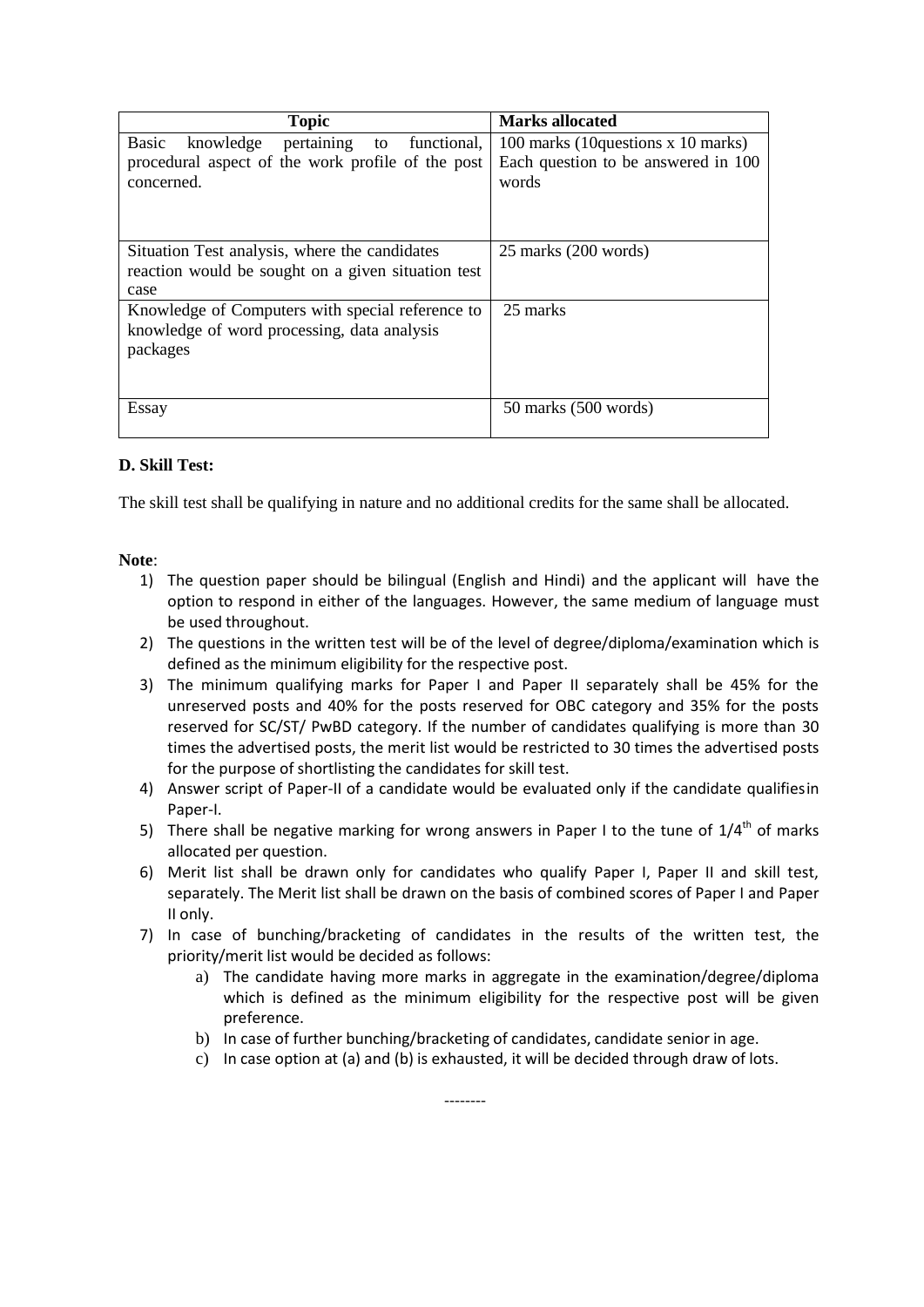| Topic | Marks allocated |
|---|---|
| Basic knowledge pertaining to functional, procedural aspect of the work profile of the post concerned. | 100 marks (10questions x 10 marks) Each question to be answered in 100 words |
| Situation Test analysis, where the candidates reaction would be sought on a given situation test case | 25 marks (200 words) |
| Knowledge of Computers with special reference to knowledge of word processing, data analysis packages | 25 marks |
| Essay | 50 marks (500 words) |

**D. Skill Test:**

The skill test shall be qualifying in nature and no additional credits for the same shall be allocated.

**Note**:

1) The question paper should be bilingual (English and Hindi) and the applicant will have the option to respond in either of the languages. However, the same medium of language must be used throughout.
2) The questions in the written test will be of the level of degree/diploma/examination which is defined as the minimum eligibility for the respective post.
3) The minimum qualifying marks for Paper I and Paper II separately shall be 45% for the unreserved posts and 40% for the posts reserved for OBC category and 35% for the posts reserved for SC/ST/ PwBD category. If the number of candidates qualifying is more than 30 times the advertised posts, the merit list would be restricted to 30 times the advertised posts for the purpose of shortlisting the candidates for skill test.
4) Answer script of Paper-II of a candidate would be evaluated only if the candidate qualifiesin Paper-I.
5) There shall be negative marking for wrong answers in Paper I to the tune of $1/4^{th}$ of marks allocated per question.
6) Merit list shall be drawn only for candidates who qualify Paper I, Paper II and skill test, separately. The Merit list shall be drawn on the basis of combined scores of Paper I and Paper II only.
7) In case of bunching/bracketing of candidates in the results of the written test, the priority/merit list would be decided as follows:
   a) The candidate having more marks in aggregate in the examination/degree/diploma which is defined as the minimum eligibility for the respective post will be given preference.
   b) In case of further bunching/bracketing of candidates, candidate senior in age.
   c) In case option at (a) and (b) is exhausted, it will be decided through draw of lots.

--------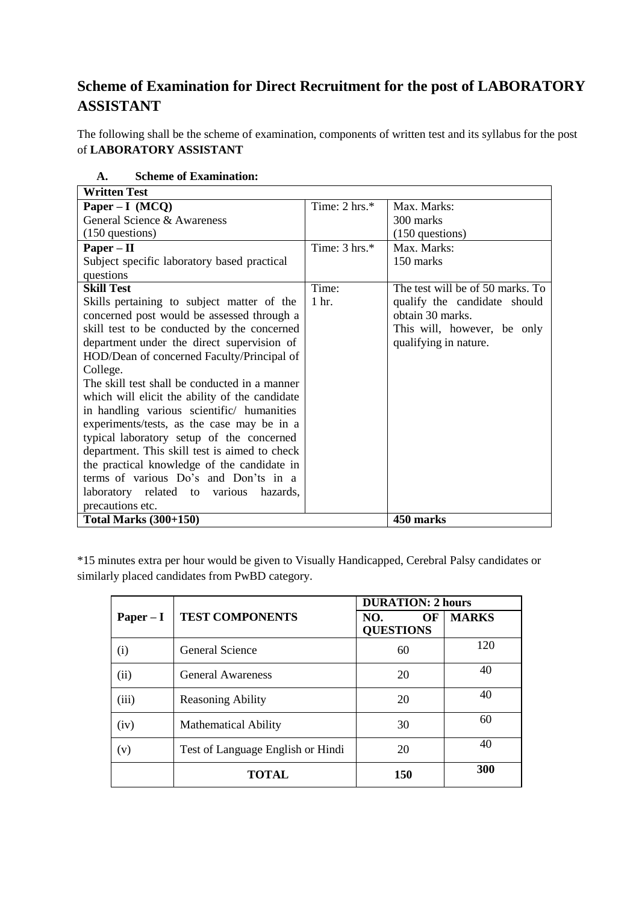# Scheme of Examination for Direct Recruitment for the post of LABORATORY ASSISTANT

The following shall be the scheme of examination, components of written test and its syllabus for the post of **LABORATORY ASSISTANT**

**A. Scheme of Examination:**

| **Written Test** | | |
|---|---|---|
| **Paper – I (MCQ)**<br>General Science & Awareness<br>(150 questions) | Time: 2 hrs.* | Max. Marks:<br>300 marks<br>(150 questions) |
| **Paper – II**<br>Subject specific laboratory based practical questions | Time: 3 hrs.* | Max. Marks:<br>150 marks |
| **Skill Test**<br>Skills pertaining to subject matter of the concerned post would be assessed through a skill test to be conducted by the concerned department under the direct supervision of HOD/Dean of concerned Faculty/Principal of College.<br>The skill test shall be conducted in a manner which will elicit the ability of the candidate in handling various scientific/ humanities experiments/tests, as the case may be in a typical laboratory setup of the concerned department. This skill test is aimed to check the practical knowledge of the candidate in terms of various Do's and Don'ts in a laboratory related to various hazards, precautions etc. | Time:<br>1 hr. | The test will be of 50 marks. To qualify the candidate should obtain 30 marks.<br>This will, however, be only qualifying in nature. |
| **Total Marks (300+150)** | | **450 marks** |

*15 minutes extra per hour would be given to Visually Handicapped, Cerebral Palsy candidates or similarly placed candidates from PwBD category.

| **Paper – I** | **TEST COMPONENTS** | **DURATION: 2 hours** | |
|---|---|---|---|
| | | **NO. OF QUESTIONS** | **MARKS** |
| (i) | General Science | 60 | 120 |
| (ii) | General Awareness | 20 | 40 |
| (iii) | Reasoning Ability | 20 | 40 |
| (iv) | Mathematical Ability | 30 | 60 |
| (v) | Test of Language English or Hindi | 20 | 40 |
| | **TOTAL** | **150** | **300** |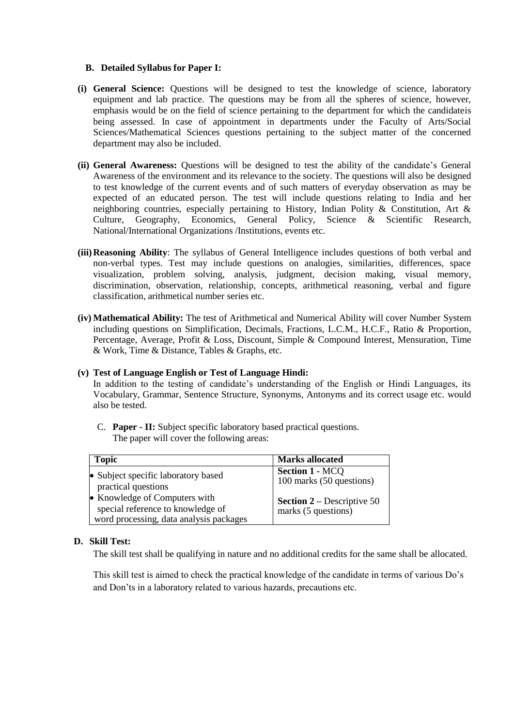### B. Detailed Syllabus for Paper I:

**(i) General Science:** Questions will be designed to test the knowledge of science, laboratory equipment and lab practice. The questions may be from all the spheres of science, however, emphasis would be on the field of science pertaining to the department for which the candidateis being assessed. In case of appointment in departments under the Faculty of Arts/Social Sciences/Mathematical Sciences questions pertaining to the subject matter of the concerned department may also be included.

**(ii) General Awareness:** Questions will be designed to test the ability of the candidate's General Awareness of the environment and its relevance to the society. The questions will also be designed to test knowledge of the current events and of such matters of everyday observation as may be expected of an educated person. The test will include questions relating to India and her neighboring countries, especially pertaining to History, Indian Polity & Constitution, Art & Culture, Geography, Economics, General Policy, Science & Scientific Research, National/International Organizations /Institutions, events etc.

**(iii) Reasoning Ability**: The syllabus of General Intelligence includes questions of both verbal and non-verbal types. Test may include questions on analogies, similarities, differences, space visualization, problem solving, analysis, judgment, decision making, visual memory, discrimination, observation, relationship, concepts, arithmetical reasoning, verbal and figure classification, arithmetical number series etc.

**(iv) Mathematical Ability:** The test of Arithmetical and Numerical Ability will cover Number System including questions on Simplification, Decimals, Fractions, L.C.M., H.C.F., Ratio & Proportion, Percentage, Average, Profit & Loss, Discount, Simple & Compound Interest, Mensuration, Time & Work, Time & Distance, Tables & Graphs, etc.

**(v) Test of Language English or Test of Language Hindi:**

In addition to the testing of candidate's understanding of the English or Hindi Languages, its Vocabulary, Grammar, Sentence Structure, Synonyms, Antonyms and its correct usage etc. would also be tested.

C. **Paper - II:** Subject specific laboratory based practical questions.
The paper will cover the following areas:

| Topic | Marks allocated |
|---|---|
| • Subject specific laboratory based practical questions<br>• Knowledge of Computers with special reference to knowledge of word processing, data analysis packages | **Section 1** - MCQ<br>100 marks (50 questions)<br><br>**Section 2** – Descriptive 50 marks (5 questions) |

### D. Skill Test:

The skill test shall be qualifying in nature and no additional credits for the same shall be allocated.

This skill test is aimed to check the practical knowledge of the candidate in terms of various Do's and Don'ts in a laboratory related to various hazards, precautions etc.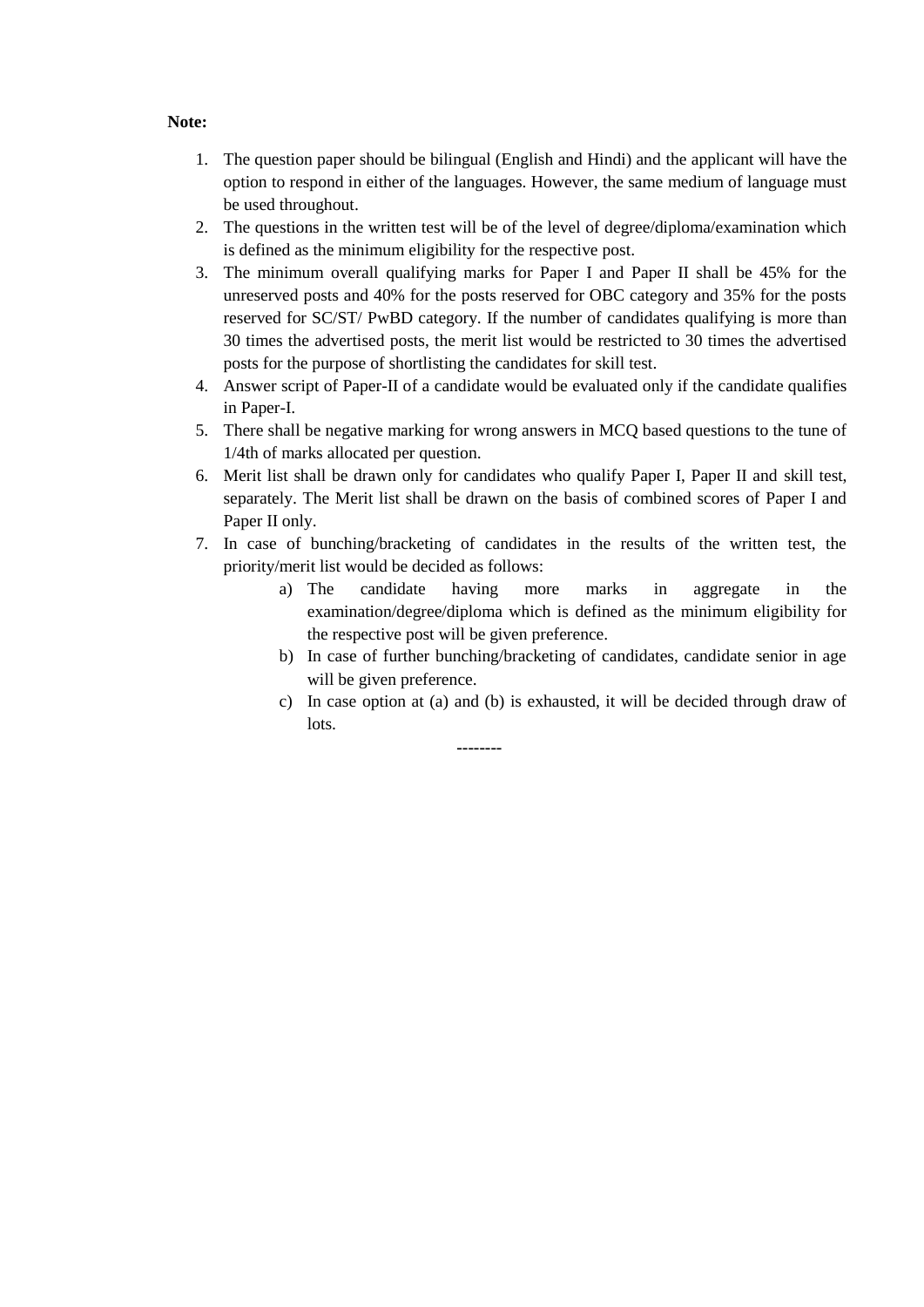**Note:**

1. The question paper should be bilingual (English and Hindi) and the applicant will have the option to respond in either of the languages. However, the same medium of language must be used throughout.
2. The questions in the written test will be of the level of degree/diploma/examination which is defined as the minimum eligibility for the respective post.
3. The minimum overall qualifying marks for Paper I and Paper II shall be 45% for the unreserved posts and 40% for the posts reserved for OBC category and 35% for the posts reserved for SC/ST/ PwBD category. If the number of candidates qualifying is more than 30 times the advertised posts, the merit list would be restricted to 30 times the advertised posts for the purpose of shortlisting the candidates for skill test.
4. Answer script of Paper-II of a candidate would be evaluated only if the candidate qualifies in Paper-I.
5. There shall be negative marking for wrong answers in MCQ based questions to the tune of 1/4th of marks allocated per question.
6. Merit list shall be drawn only for candidates who qualify Paper I, Paper II and skill test, separately. The Merit list shall be drawn on the basis of combined scores of Paper I and Paper II only.
7. In case of bunching/bracketing of candidates in the results of the written test, the priority/merit list would be decided as follows:
   a) The candidate having more marks in aggregate in the examination/degree/diploma which is defined as the minimum eligibility for the respective post will be given preference.
   b) In case of further bunching/bracketing of candidates, candidate senior in age will be given preference.
   c) In case option at (a) and (b) is exhausted, it will be decided through draw of lots.

--------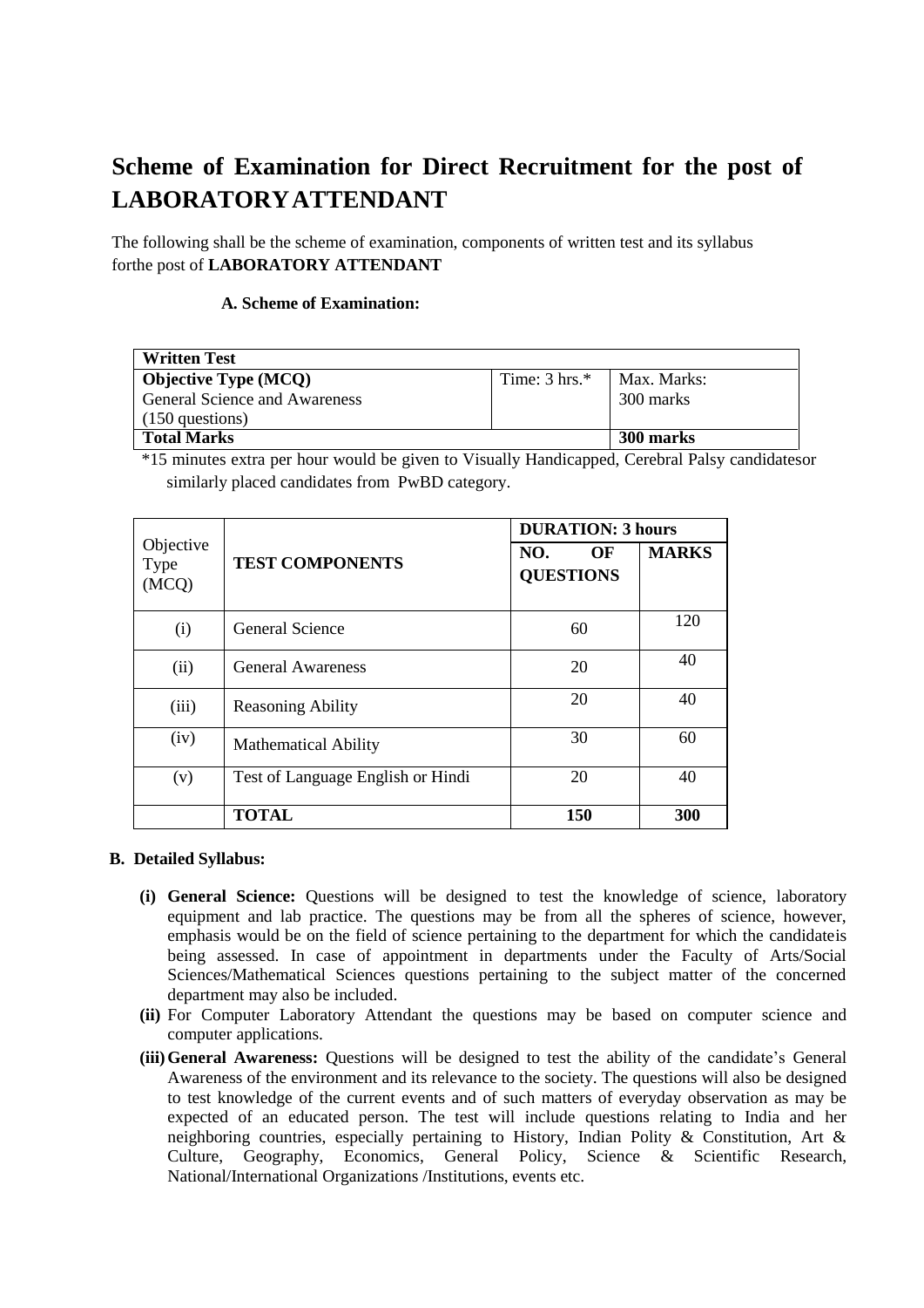# Scheme of Examination for Direct Recruitment for the post of LABORATORYATTENDANT

The following shall be the scheme of examination, components of written test and its syllabus forthe post of **LABORATORY ATTENDANT**

**A. Scheme of Examination:**

| Written Test | | |
|---|---|---|
| **Objective Type (MCQ)**<br>General Science and Awareness<br>(150 questions) | Time: 3 hrs.* | Max. Marks:<br>300 marks |
| **Total Marks** | | **300 marks** |

*15 minutes extra per hour would be given to Visually Handicapped, Cerebral Palsy candidatesor similarly placed candidates from PwBD category.

| Objective Type (MCQ) | TEST COMPONENTS | DURATION: 3 hours | |
|---|---|---|---|
| | | NO. OF QUESTIONS | MARKS |
| (i) | General Science | 60 | 120 |
| (ii) | General Awareness | 20 | 40 |
| (iii) | Reasoning Ability | 20 | 40 |
| (iv) | Mathematical Ability | 30 | 60 |
| (v) | Test of Language English or Hindi | 20 | 40 |
| | **TOTAL** | **150** | **300** |

**B. Detailed Syllabus:**

- **(i) General Science:** Questions will be designed to test the knowledge of science, laboratory equipment and lab practice. The questions may be from all the spheres of science, however, emphasis would be on the field of science pertaining to the department for which the candidateis being assessed. In case of appointment in departments under the Faculty of Arts/Social Sciences/Mathematical Sciences questions pertaining to the subject matter of the concerned department may also be included.
- **(ii)** For Computer Laboratory Attendant the questions may be based on computer science and computer applications.
- **(iii) General Awareness:** Questions will be designed to test the ability of the candidate's General Awareness of the environment and its relevance to the society. The questions will also be designed to test knowledge of the current events and of such matters of everyday observation as may be expected of an educated person. The test will include questions relating to India and her neighboring countries, especially pertaining to History, Indian Polity & Constitution, Art & Culture, Geography, Economics, General Policy, Science & Scientific Research, National/International Organizations /Institutions, events etc.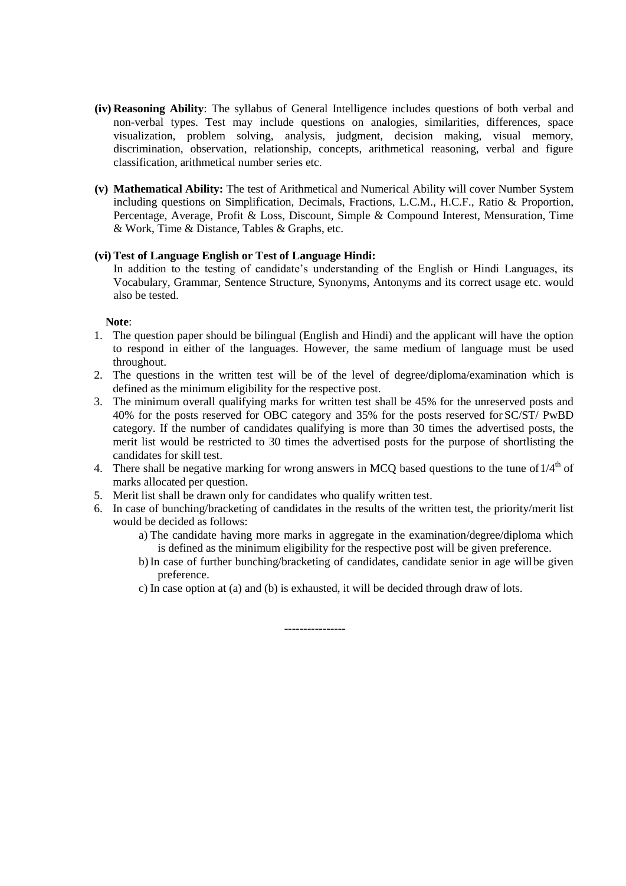**(iv) Reasoning Ability**: The syllabus of General Intelligence includes questions of both verbal and non-verbal types. Test may include questions on analogies, similarities, differences, space visualization, problem solving, analysis, judgment, decision making, visual memory, discrimination, observation, relationship, concepts, arithmetical reasoning, verbal and figure classification, arithmetical number series etc.

**(v) Mathematical Ability:** The test of Arithmetical and Numerical Ability will cover Number System including questions on Simplification, Decimals, Fractions, L.C.M., H.C.F., Ratio & Proportion, Percentage, Average, Profit & Loss, Discount, Simple & Compound Interest, Mensuration, Time & Work, Time & Distance, Tables & Graphs, etc.

**(vi) Test of Language English or Test of Language Hindi:**

In addition to the testing of candidate's understanding of the English or Hindi Languages, its Vocabulary, Grammar, Sentence Structure, Synonyms, Antonyms and its correct usage etc. would also be tested.

**Note**:

1. The question paper should be bilingual (English and Hindi) and the applicant will have the option to respond in either of the languages. However, the same medium of language must be used throughout.
2. The questions in the written test will be of the level of degree/diploma/examination which is defined as the minimum eligibility for the respective post.
3. The minimum overall qualifying marks for written test shall be 45% for the unreserved posts and 40% for the posts reserved for OBC category and 35% for the posts reserved for SC/ST/ PwBD category. If the number of candidates qualifying is more than 30 times the advertised posts, the merit list would be restricted to 30 times the advertised posts for the purpose of shortlisting the candidates for skill test.
4. There shall be negative marking for wrong answers in MCQ based questions to the tune of $1/4^{th}$ of marks allocated per question.
5. Merit list shall be drawn only for candidates who qualify written test.
6. In case of bunching/bracketing of candidates in the results of the written test, the priority/merit list would be decided as follows:
   a) The candidate having more marks in aggregate in the examination/degree/diploma which is defined as the minimum eligibility for the respective post will be given preference.
   b) In case of further bunching/bracketing of candidates, candidate senior in age will be given preference.
   c) In case option at (a) and (b) is exhausted, it will be decided through draw of lots.

----------------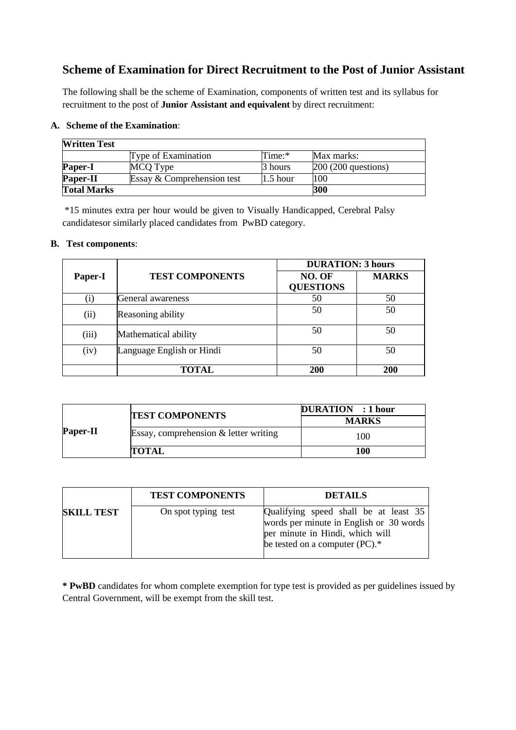## Scheme of Examination for Direct Recruitment to the Post of Junior Assistant

The following shall be the scheme of Examination, components of written test and its syllabus for recruitment to the post of **Junior Assistant and equivalent** by direct recruitment:

**A. Scheme of the Examination**:

| **Written Test** | | | |
|---|---|---|---|
| | Type of Examination | Time:* | Max marks: |
| **Paper-I** | MCQ Type | 3 hours | 200 (200 questions) |
| **Paper-II** | Essay & Comprehension test | 1.5 hour | 100 |
| **Total Marks** | | | **300** |

*15 minutes extra per hour would be given to Visually Handicapped, Cerebral Palsy candidatesor similarly placed candidates from PwBD category.

**B. Test components**:

| **Paper-I** | **TEST COMPONENTS** | **DURATION: 3 hours** | |
|---|---|---|---|
| | | **NO. OF QUESTIONS** | **MARKS** |
| (i) | General awareness | 50 | 50 |
| (ii) | Reasoning ability | 50 | 50 |
| (iii) | Mathematical ability | 50 | 50 |
| (iv) | Language English or Hindi | 50 | 50 |
| | **TOTAL** | **200** | **200** |

| **Paper-II** | **TEST COMPONENTS** | **DURATION : 1 hour** |
|---|---|---|
| | | **MARKS** |
| | Essay, comprehension & letter writing | 100 |
| | **TOTAL** | **100** |

| **SKILL TEST** | **TEST COMPONENTS** | **DETAILS** |
|---|---|---|
| | On spot typing test | Qualifying speed shall be at least 35 words per minute in English or 30 words per minute in Hindi, which will be tested on a computer (PC).* |

*** PwBD** candidates for whom complete exemption for type test is provided as per guidelines issued by Central Government, will be exempt from the skill test.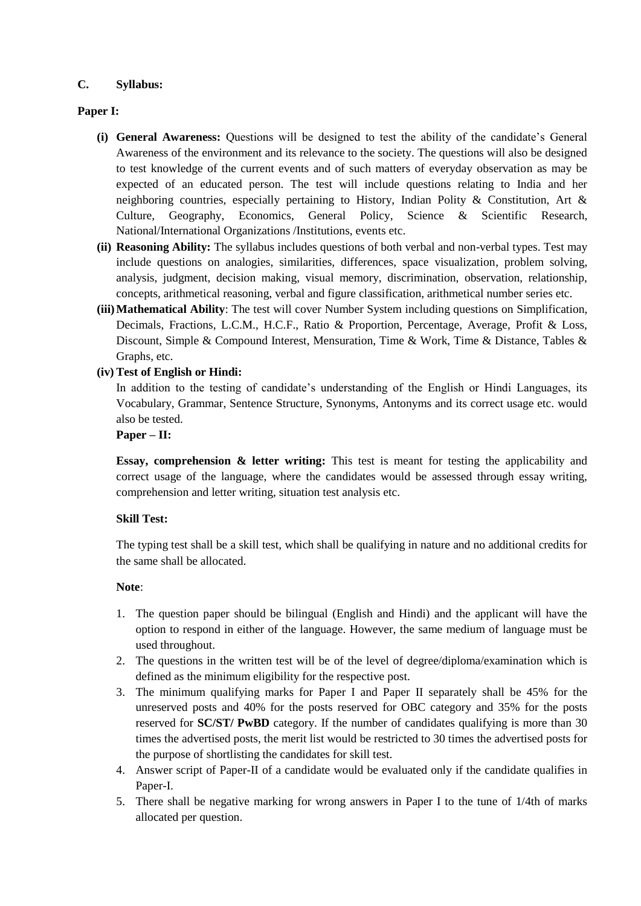**C. Syllabus:**

**Paper I:**

- **(i) General Awareness:** Questions will be designed to test the ability of the candidate's General Awareness of the environment and its relevance to the society. The questions will also be designed to test knowledge of the current events and of such matters of everyday observation as may be expected of an educated person. The test will include questions relating to India and her neighboring countries, especially pertaining to History, Indian Polity & Constitution, Art & Culture, Geography, Economics, General Policy, Science & Scientific Research, National/International Organizations /Institutions, events etc.
- **(ii) Reasoning Ability:** The syllabus includes questions of both verbal and non-verbal types. Test may include questions on analogies, similarities, differences, space visualization, problem solving, analysis, judgment, decision making, visual memory, discrimination, observation, relationship, concepts, arithmetical reasoning, verbal and figure classification, arithmetical number series etc.
- **(iii) Mathematical Ability**: The test will cover Number System including questions on Simplification, Decimals, Fractions, L.C.M., H.C.F., Ratio & Proportion, Percentage, Average, Profit & Loss, Discount, Simple & Compound Interest, Mensuration, Time & Work, Time & Distance, Tables & Graphs, etc.
- **(iv) Test of English or Hindi:**

  In addition to the testing of candidate's understanding of the English or Hindi Languages, its Vocabulary, Grammar, Sentence Structure, Synonyms, Antonyms and its correct usage etc. would also be tested.

**Paper – II:**

**Essay, comprehension & letter writing:** This test is meant for testing the applicability and correct usage of the language, where the candidates would be assessed through essay writing, comprehension and letter writing, situation test analysis etc.

**Skill Test:**

The typing test shall be a skill test, which shall be qualifying in nature and no additional credits for the same shall be allocated.

**Note**:

1. The question paper should be bilingual (English and Hindi) and the applicant will have the option to respond in either of the language. However, the same medium of language must be used throughout.
2. The questions in the written test will be of the level of degree/diploma/examination which is defined as the minimum eligibility for the respective post.
3. The minimum qualifying marks for Paper I and Paper II separately shall be 45% for the unreserved posts and 40% for the posts reserved for OBC category and 35% for the posts reserved for **SC/ST/ PwBD** category. If the number of candidates qualifying is more than 30 times the advertised posts, the merit list would be restricted to 30 times the advertised posts for the purpose of shortlisting the candidates for skill test.
4. Answer script of Paper-II of a candidate would be evaluated only if the candidate qualifies in Paper-I.
5. There shall be negative marking for wrong answers in Paper I to the tune of 1/4th of marks allocated per question.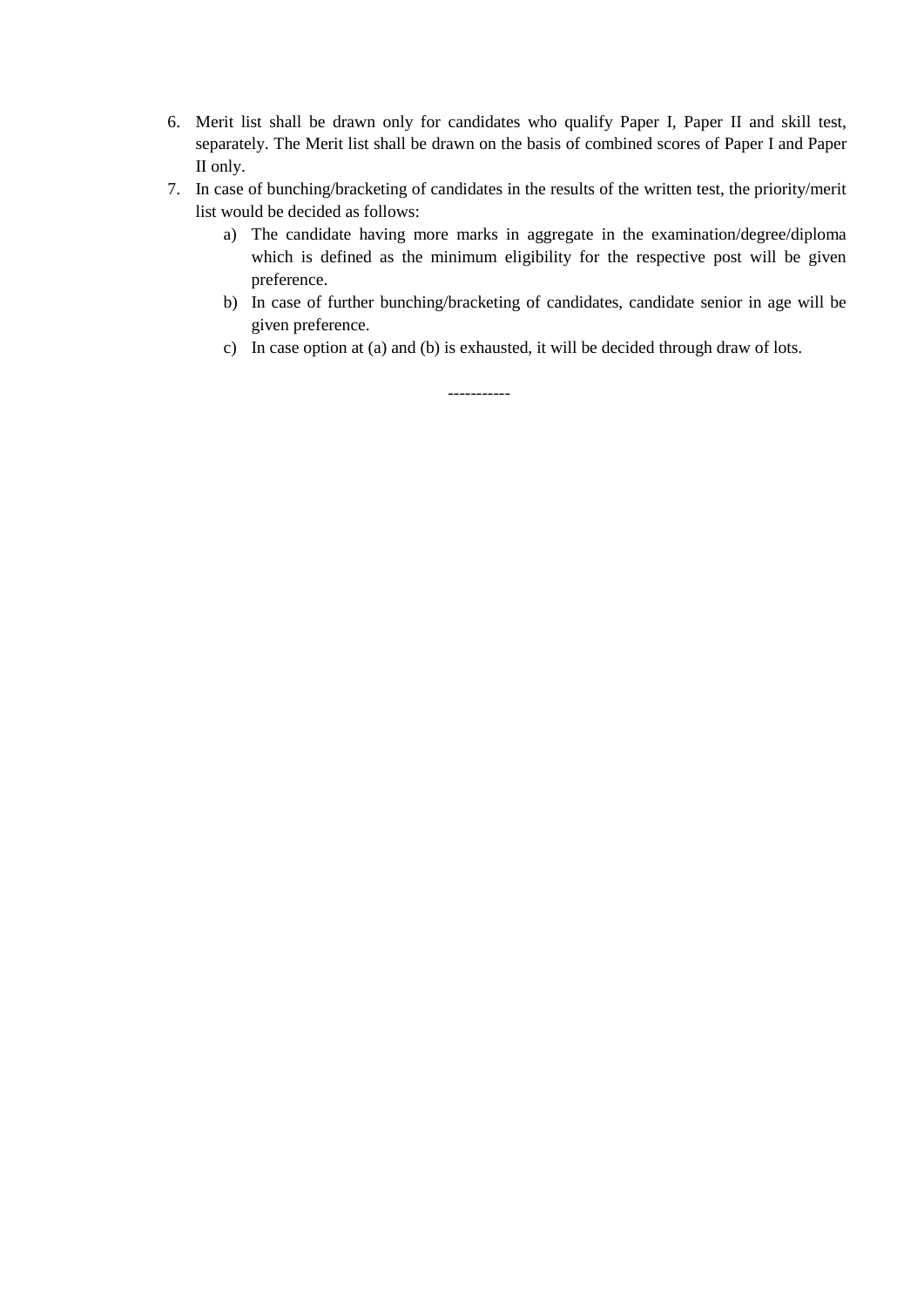6. Merit list shall be drawn only for candidates who qualify Paper I, Paper II and skill test, separately. The Merit list shall be drawn on the basis of combined scores of Paper I and Paper II only.
7. In case of bunching/bracketing of candidates in the results of the written test, the priority/merit list would be decided as follows:
    a) The candidate having more marks in aggregate in the examination/degree/diploma which is defined as the minimum eligibility for the respective post will be given preference.
    b) In case of further bunching/bracketing of candidates, candidate senior in age will be given preference.
    c) In case option at (a) and (b) is exhausted, it will be decided through draw of lots.

-----------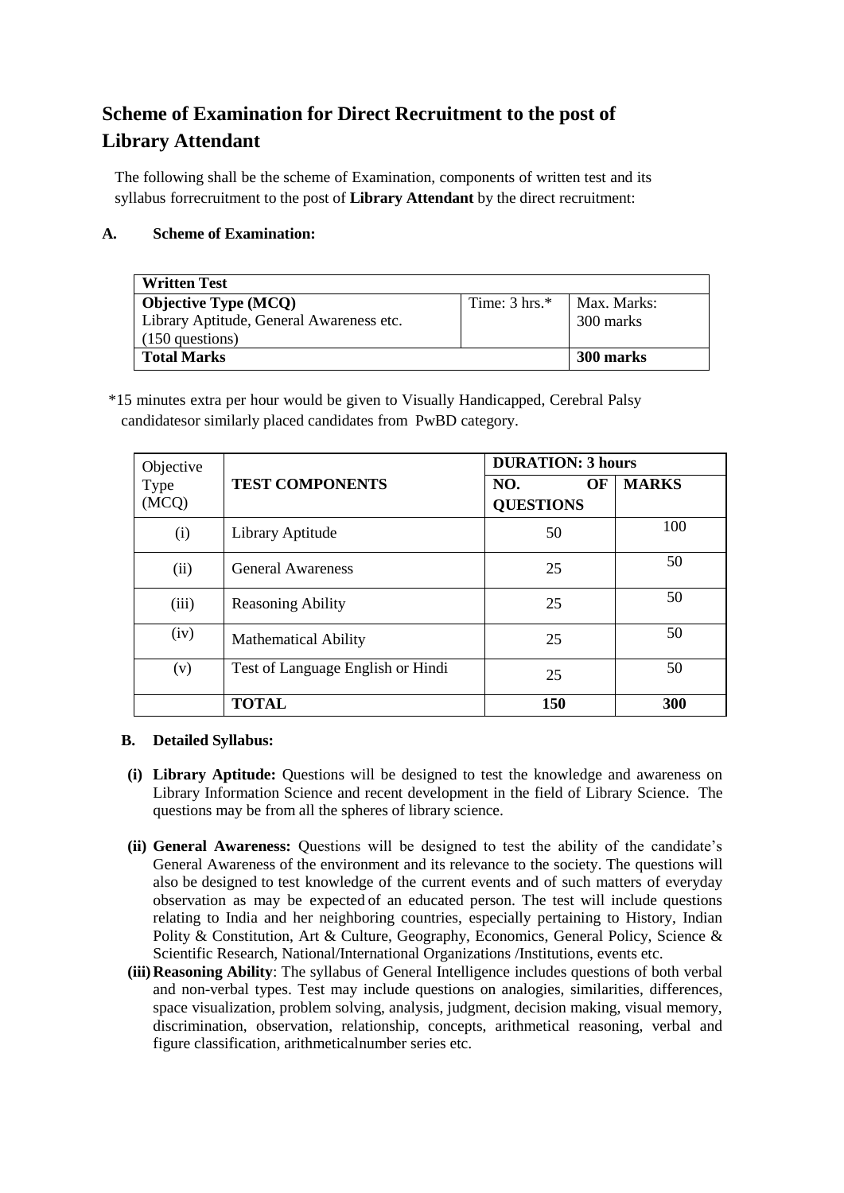# Scheme of Examination for Direct Recruitment to the post of Library Attendant

The following shall be the scheme of Examination, components of written test and its syllabus forrecruitment to the post of **Library Attendant** by the direct recruitment:

**A. Scheme of Examination:**

| **Written Test** | | |
|---|---|---|
| **Objective Type (MCQ)**<br>Library Aptitude, General Awareness etc.<br>(150 questions) | Time: 3 hrs.* | Max. Marks:<br>300 marks |
| **Total Marks** | | **300 marks** |

*15 minutes extra per hour would be given to Visually Handicapped, Cerebral Palsy candidatesor similarly placed candidates from PwBD category.

| Objective Type (MCQ) | **TEST COMPONENTS** | **DURATION: 3 hours** | |
|---|---|---|---|
| | | **NO. OF QUESTIONS** | **MARKS** |
| (i) | Library Aptitude | 50 | 100 |
| (ii) | General Awareness | 25 | 50 |
| (iii) | Reasoning Ability | 25 | 50 |
| (iv) | Mathematical Ability | 25 | 50 |
| (v) | Test of Language English or Hindi | 25 | 50 |
| | **TOTAL** | **150** | **300** |

**B. Detailed Syllabus:**

**(i) Library Aptitude:** Questions will be designed to test the knowledge and awareness on Library Information Science and recent development in the field of Library Science. The questions may be from all the spheres of library science.

**(ii) General Awareness:** Questions will be designed to test the ability of the candidate's General Awareness of the environment and its relevance to the society. The questions will also be designed to test knowledge of the current events and of such matters of everyday observation as may be expected of an educated person. The test will include questions relating to India and her neighboring countries, especially pertaining to History, Indian Polity & Constitution, Art & Culture, Geography, Economics, General Policy, Science & Scientific Research, National/International Organizations /Institutions, events etc.

**(iii) Reasoning Ability**: The syllabus of General Intelligence includes questions of both verbal and non-verbal types. Test may include questions on analogies, similarities, differences, space visualization, problem solving, analysis, judgment, decision making, visual memory, discrimination, observation, relationship, concepts, arithmetical reasoning, verbal and figure classification, arithmeticalnumber series etc.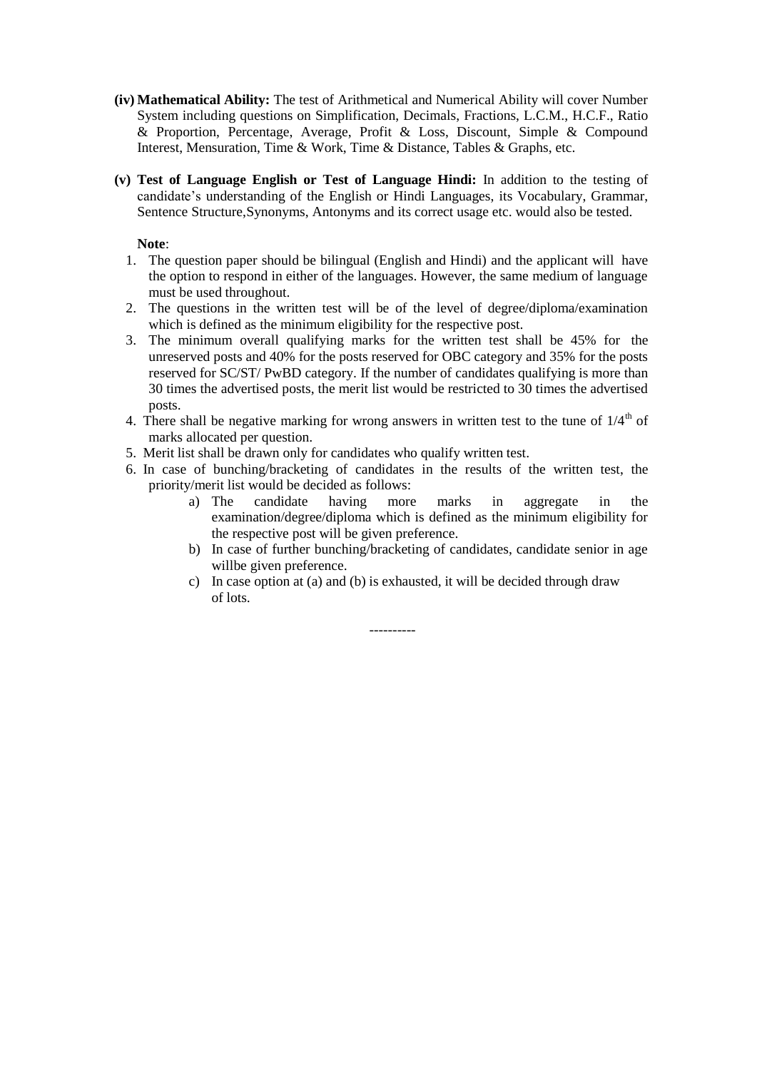- **(iv) Mathematical Ability:** The test of Arithmetical and Numerical Ability will cover Number System including questions on Simplification, Decimals, Fractions, L.C.M., H.C.F., Ratio & Proportion, Percentage, Average, Profit & Loss, Discount, Simple & Compound Interest, Mensuration, Time & Work, Time & Distance, Tables & Graphs, etc.

- **(v) Test of Language English or Test of Language Hindi:** In addition to the testing of candidate's understanding of the English or Hindi Languages, its Vocabulary, Grammar, Sentence Structure,Synonyms, Antonyms and its correct usage etc. would also be tested.

**Note**:

1. The question paper should be bilingual (English and Hindi) and the applicant will have the option to respond in either of the languages. However, the same medium of language must be used throughout.
2. The questions in the written test will be of the level of degree/diploma/examination which is defined as the minimum eligibility for the respective post.
3. The minimum overall qualifying marks for the written test shall be 45% for the unreserved posts and 40% for the posts reserved for OBC category and 35% for the posts reserved for SC/ST/ PwBD category. If the number of candidates qualifying is more than 30 times the advertised posts, the merit list would be restricted to 30 times the advertised posts.
4. There shall be negative marking for wrong answers in written test to the tune of 1/4th of marks allocated per question.
5. Merit list shall be drawn only for candidates who qualify written test.
6. In case of bunching/bracketing of candidates in the results of the written test, the priority/merit list would be decided as follows:
   - a) The candidate having more marks in aggregate in the examination/degree/diploma which is defined as the minimum eligibility for the respective post will be given preference.
   - b) In case of further bunching/bracketing of candidates, candidate senior in age willbe given preference.
   - c) In case option at (a) and (b) is exhausted, it will be decided through draw of lots.

----------